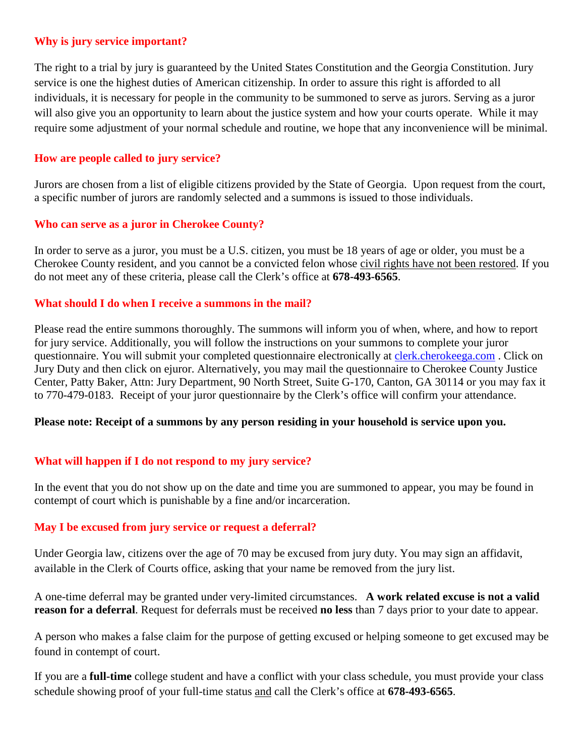## Why is jury service important?

The right to a trial by jury is guaranteed by the United States Constitution and the Georgia Constitution. Jury service is one the highest duties of American citizenship. In order to assure this right is afforded to all individuals, it is necessary for people in the community to be summoned to serve as jurors. Serving as a juror will also give you an opportunity to learn about the justice system and how your courts operate. While it may require some adjustment of your normal schedule and routine, we hope that any inconvenience will be minimal.

## How are people called to jury service?

Jurors are chosen from a list of eligible citizens provided by the State of Georgia. Upon request from the court, a specific number of jurors are randomly selected and a summons is issued to those individuals.

## Who can serve as a juror in Cherokee County?

In order to serve as a juror, you must be a U.S. citizen, you must be 18 years of age or older, you must be a Cherokee County resident, and you cannot be a convicted felon whose civil rights have not been restored. If you do not meet any of these criteria, please call the Clerk's office at **678-493-6565**.

## What should I do when I receive a summons in the mail?

Please read the entire summons thoroughly. The summons will inform you of when, where, and how to report for jury service. Additionally, you will follow the instructions on your summons to complete your juror questionnaire. You will submit your completed questionnaire electronically at [clerk.cherokeega.com](clerk.cherokeega.com) . Click on Jury Duty and then click on ejuror. Alternatively, you may mail the questionnaire to Cherokee County Justice Center, Patty Baker, Attn: Jury Department, 90 North Street, Suite G-170, Canton, GA 30114 or you may fax it to 770-479-0183. Receipt of your juror questionnaire by the Clerk's office will confirm your attendance.

**Please note: Receipt of a summons by any person residing in your household is service upon you.**

## What will happen if I do not respond to my jury service?

In the event that you do not show up on the date and time you are summoned to appear, you may be found in contempt of court which is punishable by a fine and/or incarceration.

## May I be excused from jury service or request a deferral?

Under Georgia law, citizens over the age of 70 may be excused from jury duty. You may sign an affidavit, available in the Clerk of Courts office, asking that your name be removed from the jury list.

A one-time deferral may be granted under very-limited circumstances. **A work related excuse is not a valid reason for a deferral**. Request for deferrals must be received **no less** than 7 days prior to your date to appear.

A person who makes a false claim for the purpose of getting excused or helping someone to get excused may be found in contempt of court.

If you are a **full-time** college student and have a conflict with your class schedule, you must provide your class schedule showing proof of your full-time status and call the Clerk's office at **678-493-6565**.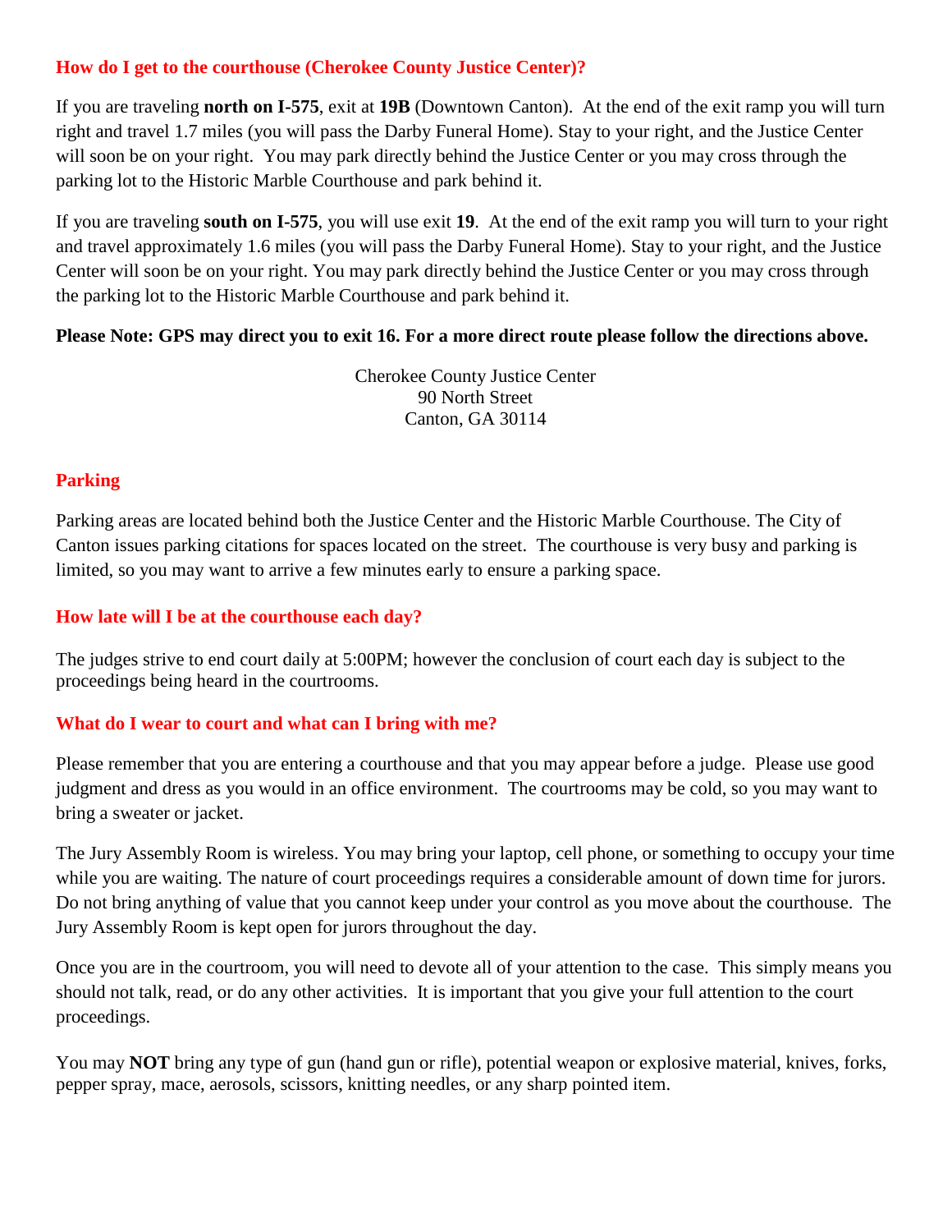## How do I get to the courthouse (Cherokee County Justice Center)?

If you are traveling **north on I-575**, exit at **19B** (Downtown Canton). At the end of the exit ramp you will turn right and travel 1.7 miles (you will pass the Darby Funeral Home). Stay to your right, and the Justice Center will soon be on your right. You may park directly behind the Justice Center or you may cross through the parking lot to the Historic Marble Courthouse and park behind it.

If you are traveling **south on I-575**, you will use exit **19**. At the end of the exit ramp you will turn to your right and travel approximately 1.6 miles (you will pass the Darby Funeral Home). Stay to your right, and the Justice Center will soon be on your right. You may park directly behind the Justice Center or you may cross through the parking lot to the Historic Marble Courthouse and park behind it.

**Please Note: GPS may direct you to exit 16. For a more direct route please follow the directions above.**

Cherokee County Justice Center
90 North Street
Canton, GA 30114

## Parking

Parking areas are located behind both the Justice Center and the Historic Marble Courthouse. The City of Canton issues parking citations for spaces located on the street. The courthouse is very busy and parking is limited, so you may want to arrive a few minutes early to ensure a parking space.

## How late will I be at the courthouse each day?

The judges strive to end court daily at 5:00PM; however the conclusion of court each day is subject to the proceedings being heard in the courtrooms.

## What do I wear to court and what can I bring with me?

Please remember that you are entering a courthouse and that you may appear before a judge. Please use good judgment and dress as you would in an office environment. The courtrooms may be cold, so you may want to bring a sweater or jacket.

The Jury Assembly Room is wireless. You may bring your laptop, cell phone, or something to occupy your time while you are waiting. The nature of court proceedings requires a considerable amount of down time for jurors. Do not bring anything of value that you cannot keep under your control as you move about the courthouse. The Jury Assembly Room is kept open for jurors throughout the day.

Once you are in the courtroom, you will need to devote all of your attention to the case. This simply means you should not talk, read, or do any other activities. It is important that you give your full attention to the court proceedings.

You may **NOT** bring any type of gun (hand gun or rifle), potential weapon or explosive material, knives, forks, pepper spray, mace, aerosols, scissors, knitting needles, or any sharp pointed item.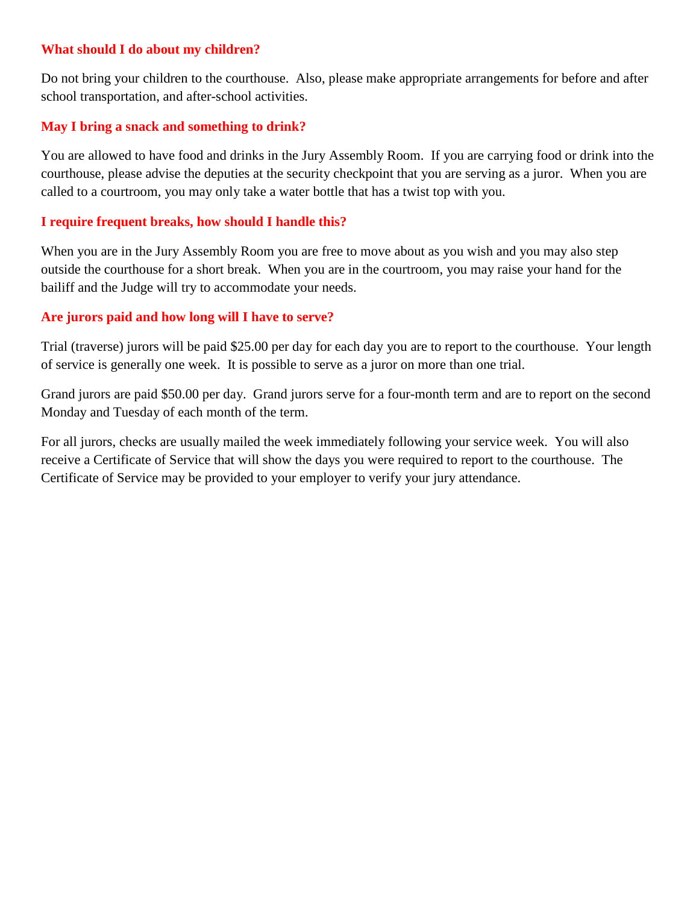### What should I do about my children?

Do not bring your children to the courthouse. Also, please make appropriate arrangements for before and after school transportation, and after-school activities.

### May I bring a snack and something to drink?

You are allowed to have food and drinks in the Jury Assembly Room. If you are carrying food or drink into the courthouse, please advise the deputies at the security checkpoint that you are serving as a juror. When you are called to a courtroom, you may only take a water bottle that has a twist top with you.

### I require frequent breaks, how should I handle this?

When you are in the Jury Assembly Room you are free to move about as you wish and you may also step outside the courthouse for a short break. When you are in the courtroom, you may raise your hand for the bailiff and the Judge will try to accommodate your needs.

### Are jurors paid and how long will I have to serve?

Trial (traverse) jurors will be paid $25.00 per day for each day you are to report to the courthouse. Your length of service is generally one week. It is possible to serve as a juror on more than one trial.

Grand jurors are paid $50.00 per day. Grand jurors serve for a four-month term and are to report on the second Monday and Tuesday of each month of the term.

For all jurors, checks are usually mailed the week immediately following your service week. You will also receive a Certificate of Service that will show the days you were required to report to the courthouse. The Certificate of Service may be provided to your employer to verify your jury attendance.